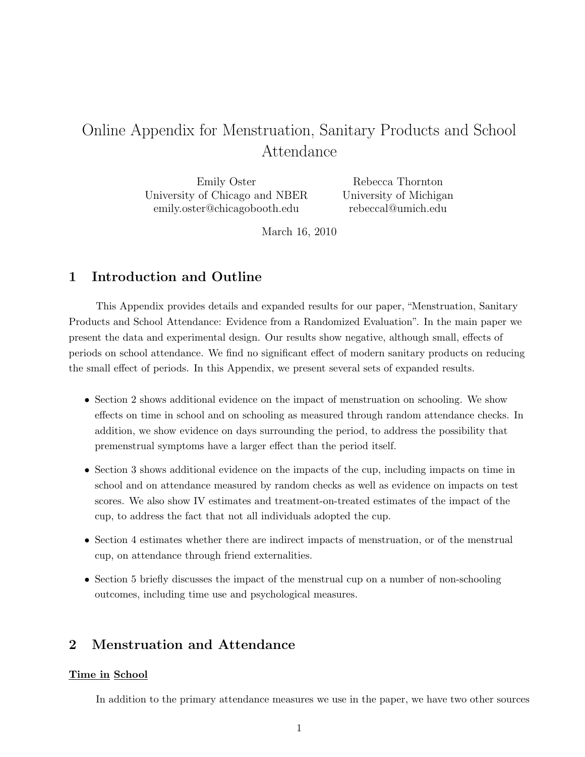# Online Appendix for Menstruation, Sanitary Products and School Attendance

Emily Oster
University of Chicago and NBER
emily.oster@chicagobooth.edu

Rebecca Thornton
University of Michigan
rebeccal@umich.edu

March 16, 2010

## 1 Introduction and Outline

This Appendix provides details and expanded results for our paper, "Menstruation, Sanitary Products and School Attendance: Evidence from a Randomized Evaluation". In the main paper we present the data and experimental design. Our results show negative, although small, effects of periods on school attendance. We find no significant effect of modern sanitary products on reducing the small effect of periods. In this Appendix, we present several sets of expanded results.

- Section 2 shows additional evidence on the impact of menstruation on schooling. We show effects on time in school and on schooling as measured through random attendance checks. In addition, we show evidence on days surrounding the period, to address the possibility that premenstrual symptoms have a larger effect than the period itself.
- Section 3 shows additional evidence on the impacts of the cup, including impacts on time in school and on attendance measured by random checks as well as evidence on impacts on test scores. We also show IV estimates and treatment-on-treated estimates of the impact of the cup, to address the fact that not all individuals adopted the cup.
- Section 4 estimates whether there are indirect impacts of menstruation, or of the menstrual cup, on attendance through friend externalities.
- Section 5 briefly discusses the impact of the menstrual cup on a number of non-schooling outcomes, including time use and psychological measures.

## 2 Menstruation and Attendance

**Time in School**

In addition to the primary attendance measures we use in the paper, we have two other sources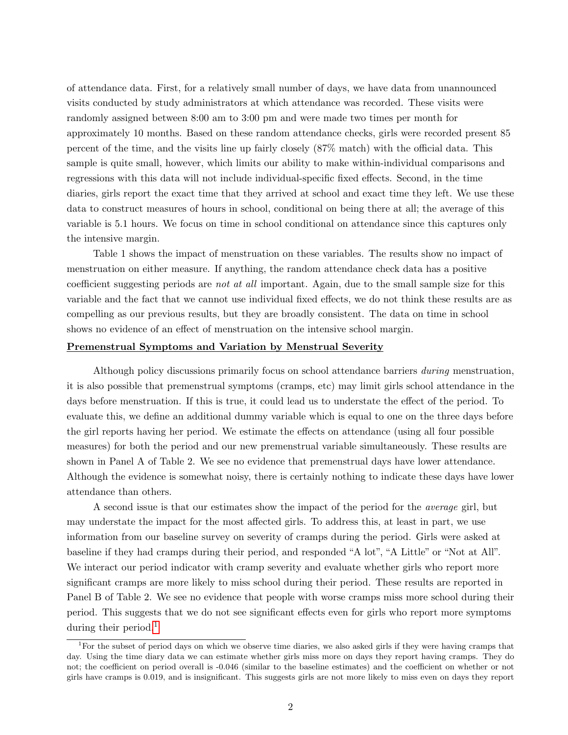of attendance data. First, for a relatively small number of days, we have data from unannounced visits conducted by study administrators at which attendance was recorded. These visits were randomly assigned between 8:00 am to 3:00 pm and were made two times per month for approximately 10 months. Based on these random attendance checks, girls were recorded present 85 percent of the time, and the visits line up fairly closely (87% match) with the official data. This sample is quite small, however, which limits our ability to make within-individual comparisons and regressions with this data will not include individual-specific fixed effects. Second, in the time diaries, girls report the exact time that they arrived at school and exact time they left. We use these data to construct measures of hours in school, conditional on being there at all; the average of this variable is 5.1 hours. We focus on time in school conditional on attendance since this captures only the intensive margin.

Table 1 shows the impact of menstruation on these variables. The results show no impact of menstruation on either measure. If anything, the random attendance check data has a positive coefficient suggesting periods are *not at all* important. Again, due to the small sample size for this variable and the fact that we cannot use individual fixed effects, we do not think these results are as compelling as our previous results, but they are broadly consistent. The data on time in school shows no evidence of an effect of menstruation on the intensive school margin.

**Premenstrual Symptoms and Variation by Menstrual Severity**

Although policy discussions primarily focus on school attendance barriers *during* menstruation, it is also possible that premenstrual symptoms (cramps, etc) may limit girls school attendance in the days before menstruation. If this is true, it could lead us to understate the effect of the period. To evaluate this, we define an additional dummy variable which is equal to one on the three days before the girl reports having her period. We estimate the effects on attendance (using all four possible measures) for both the period and our new premenstrual variable simultaneously. These results are shown in Panel A of Table 2. We see no evidence that premenstrual days have lower attendance. Although the evidence is somewhat noisy, there is certainly nothing to indicate these days have lower attendance than others.

A second issue is that our estimates show the impact of the period for the *average* girl, but may understate the impact for the most affected girls. To address this, at least in part, we use information from our baseline survey on severity of cramps during the period. Girls were asked at baseline if they had cramps during their period, and responded "A lot", "A Little" or "Not at All". We interact our period indicator with cramp severity and evaluate whether girls who report more significant cramps are more likely to miss school during their period. These results are reported in Panel B of Table 2. We see no evidence that people with worse cramps miss more school during their period. This suggests that we do not see significant effects even for girls who report more symptoms during their period.[1]

[1] For the subset of period days on which we observe time diaries, we also asked girls if they were having cramps that day. Using the time diary data we can estimate whether girls miss more on days they report having cramps. They do not; the coefficient on period overall is -0.046 (similar to the baseline estimates) and the coefficient on whether or not girls have cramps is 0.019, and is insignificant. This suggests girls are not more likely to miss even on days they report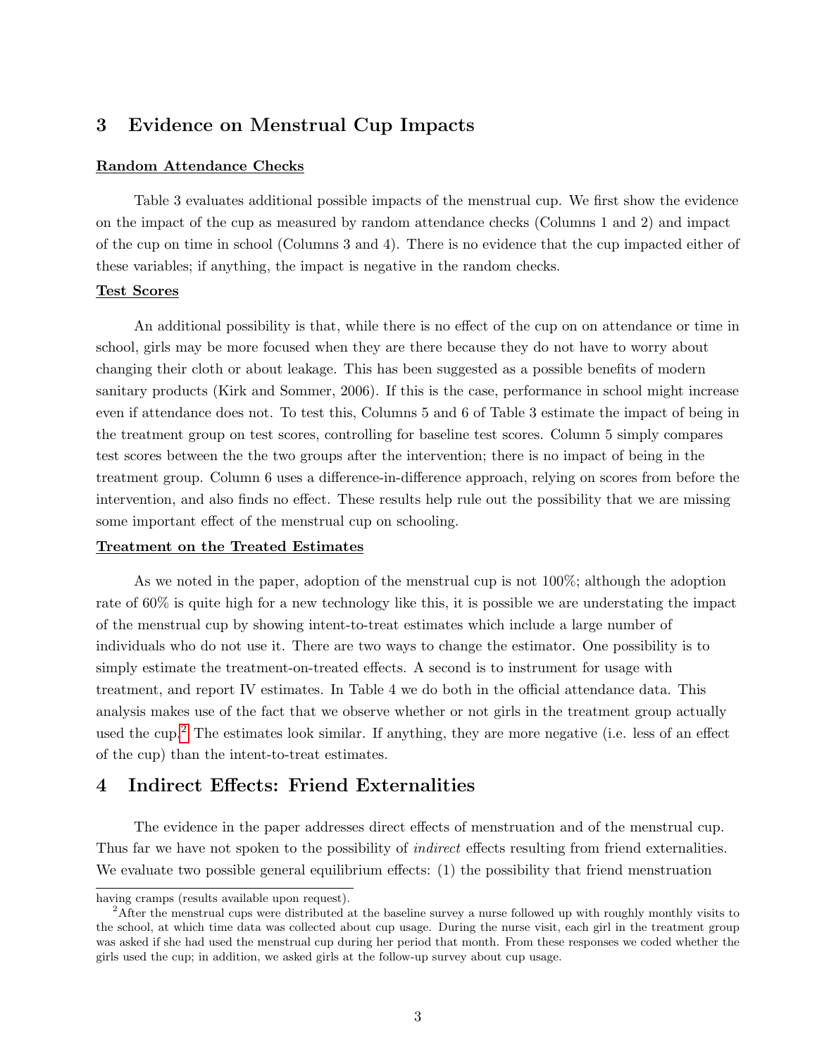# 3 Evidence on Menstrual Cup Impacts

**Random Attendance Checks**

Table 3 evaluates additional possible impacts of the menstrual cup. We first show the evidence on the impact of the cup as measured by random attendance checks (Columns 1 and 2) and impact of the cup on time in school (Columns 3 and 4). There is no evidence that the cup impacted either of these variables; if anything, the impact is negative in the random checks.

**Test Scores**

An additional possibility is that, while there is no effect of the cup on on attendance or time in school, girls may be more focused when they are there because they do not have to worry about changing their cloth or about leakage. This has been suggested as a possible benefits of modern sanitary products (Kirk and Sommer, 2006). If this is the case, performance in school might increase even if attendance does not. To test this, Columns 5 and 6 of Table 3 estimate the impact of being in the treatment group on test scores, controlling for baseline test scores. Column 5 simply compares test scores between the the two groups after the intervention; there is no impact of being in the treatment group. Column 6 uses a difference-in-difference approach, relying on scores from before the intervention, and also finds no effect. These results help rule out the possibility that we are missing some important effect of the menstrual cup on schooling.

**Treatment on the Treated Estimates**

As we noted in the paper, adoption of the menstrual cup is not 100%; although the adoption rate of 60% is quite high for a new technology like this, it is possible we are understating the impact of the menstrual cup by showing intent-to-treat estimates which include a large number of individuals who do not use it. There are two ways to change the estimator. One possibility is to simply estimate the treatment-on-treated effects. A second is to instrument for usage with treatment, and report IV estimates. In Table 4 we do both in the official attendance data. This analysis makes use of the fact that we observe whether or not girls in the treatment group actually used the cup.[2] The estimates look similar. If anything, they are more negative (i.e. less of an effect of the cup) than the intent-to-treat estimates.

# 4 Indirect Effects: Friend Externalities

The evidence in the paper addresses direct effects of menstruation and of the menstrual cup. Thus far we have not spoken to the possibility of *indirect* effects resulting from friend externalities. We evaluate two possible general equilibrium effects: (1) the possibility that friend menstruation

having cramps (results available upon request).

[2] After the menstrual cups were distributed at the baseline survey a nurse followed up with roughly monthly visits to the school, at which time data was collected about cup usage. During the nurse visit, each girl in the treatment group was asked if she had used the menstrual cup during her period that month. From these responses we coded whether the girls used the cup; in addition, we asked girls at the follow-up survey about cup usage.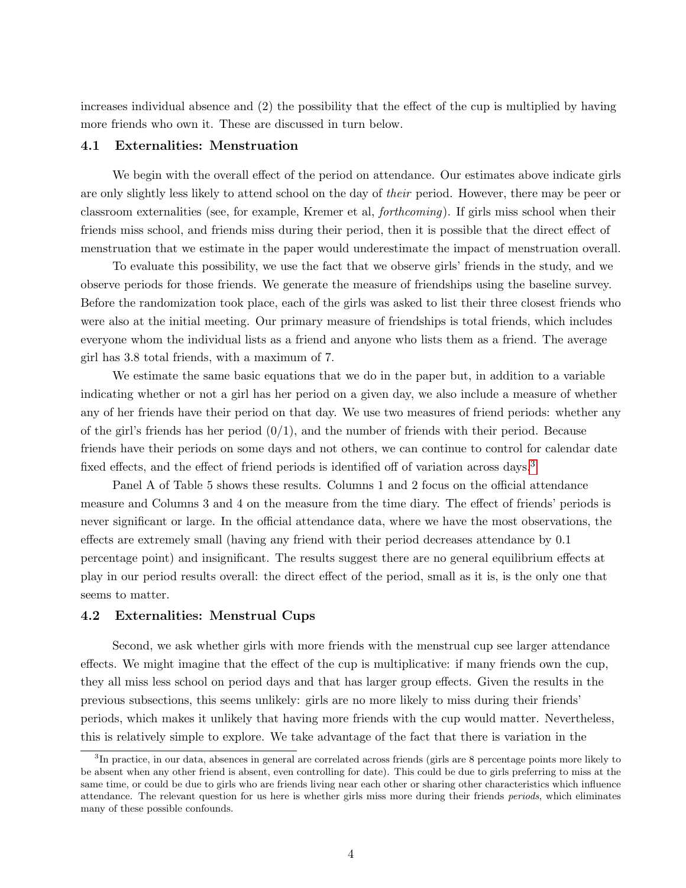increases individual absence and (2) the possibility that the effect of the cup is multiplied by having more friends who own it. These are discussed in turn below.

### 4.1 Externalities: Menstruation

We begin with the overall effect of the period on attendance. Our estimates above indicate girls are only slightly less likely to attend school on the day of *their* period. However, there may be peer or classroom externalities (see, for example, Kremer et al, *forthcoming*). If girls miss school when their friends miss school, and friends miss during their period, then it is possible that the direct effect of menstruation that we estimate in the paper would underestimate the impact of menstruation overall.

To evaluate this possibility, we use the fact that we observe girls' friends in the study, and we observe periods for those friends. We generate the measure of friendships using the baseline survey. Before the randomization took place, each of the girls was asked to list their three closest friends who were also at the initial meeting. Our primary measure of friendships is total friends, which includes everyone whom the individual lists as a friend and anyone who lists them as a friend. The average girl has 3.8 total friends, with a maximum of 7.

We estimate the same basic equations that we do in the paper but, in addition to a variable indicating whether or not a girl has her period on a given day, we also include a measure of whether any of her friends have their period on that day. We use two measures of friend periods: whether any of the girl's friends has her period (0/1), and the number of friends with their period. Because friends have their periods on some days and not others, we can continue to control for calendar date fixed effects, and the effect of friend periods is identified off of variation across days.[3]

Panel A of Table 5 shows these results. Columns 1 and 2 focus on the official attendance measure and Columns 3 and 4 on the measure from the time diary. The effect of friends' periods is never significant or large. In the official attendance data, where we have the most observations, the effects are extremely small (having any friend with their period decreases attendance by 0.1 percentage point) and insignificant. The results suggest there are no general equilibrium effects at play in our period results overall: the direct effect of the period, small as it is, is the only one that seems to matter.

### 4.2 Externalities: Menstrual Cups

Second, we ask whether girls with more friends with the menstrual cup see larger attendance effects. We might imagine that the effect of the cup is multiplicative: if many friends own the cup, they all miss less school on period days and that has larger group effects. Given the results in the previous subsections, this seems unlikely: girls are no more likely to miss during their friends' periods, which makes it unlikely that having more friends with the cup would matter. Nevertheless, this is relatively simple to explore. We take advantage of the fact that there is variation in the

[3] In practice, in our data, absences in general are correlated across friends (girls are 8 percentage points more likely to be absent when any other friend is absent, even controlling for date). This could be due to girls preferring to miss at the same time, or could be due to girls who are friends living near each other or sharing other characteristics which influence attendance. The relevant question for us here is whether girls miss more during their friends *periods*, which eliminates many of these possible confounds.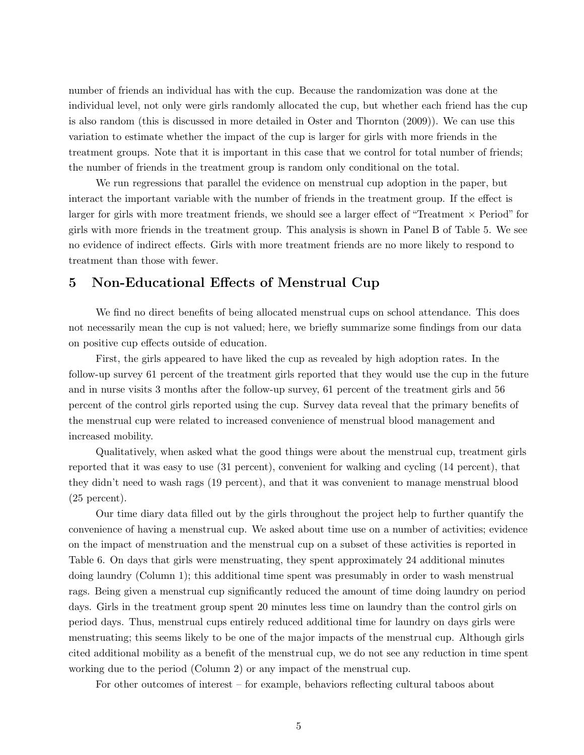number of friends an individual has with the cup. Because the randomization was done at the individual level, not only were girls randomly allocated the cup, but whether each friend has the cup is also random (this is discussed in more detailed in Oster and Thornton (2009)). We can use this variation to estimate whether the impact of the cup is larger for girls with more friends in the treatment groups. Note that it is important in this case that we control for total number of friends; the number of friends in the treatment group is random only conditional on the total.

We run regressions that parallel the evidence on menstrual cup adoption in the paper, but interact the important variable with the number of friends in the treatment group. If the effect is larger for girls with more treatment friends, we should see a larger effect of "Treatment × Period" for girls with more friends in the treatment group. This analysis is shown in Panel B of Table 5. We see no evidence of indirect effects. Girls with more treatment friends are no more likely to respond to treatment than those with fewer.

## 5 Non-Educational Effects of Menstrual Cup

We find no direct benefits of being allocated menstrual cups on school attendance. This does not necessarily mean the cup is not valued; here, we briefly summarize some findings from our data on positive cup effects outside of education.

First, the girls appeared to have liked the cup as revealed by high adoption rates. In the follow-up survey 61 percent of the treatment girls reported that they would use the cup in the future and in nurse visits 3 months after the follow-up survey, 61 percent of the treatment girls and 56 percent of the control girls reported using the cup. Survey data reveal that the primary benefits of the menstrual cup were related to increased convenience of menstrual blood management and increased mobility.

Qualitatively, when asked what the good things were about the menstrual cup, treatment girls reported that it was easy to use (31 percent), convenient for walking and cycling (14 percent), that they didn't need to wash rags (19 percent), and that it was convenient to manage menstrual blood (25 percent).

Our time diary data filled out by the girls throughout the project help to further quantify the convenience of having a menstrual cup. We asked about time use on a number of activities; evidence on the impact of menstruation and the menstrual cup on a subset of these activities is reported in Table 6. On days that girls were menstruating, they spent approximately 24 additional minutes doing laundry (Column 1); this additional time spent was presumably in order to wash menstrual rags. Being given a menstrual cup significantly reduced the amount of time doing laundry on period days. Girls in the treatment group spent 20 minutes less time on laundry than the control girls on period days. Thus, menstrual cups entirely reduced additional time for laundry on days girls were menstruating; this seems likely to be one of the major impacts of the menstrual cup. Although girls cited additional mobility as a benefit of the menstrual cup, we do not see any reduction in time spent working due to the period (Column 2) or any impact of the menstrual cup.

For other outcomes of interest – for example, behaviors reflecting cultural taboos about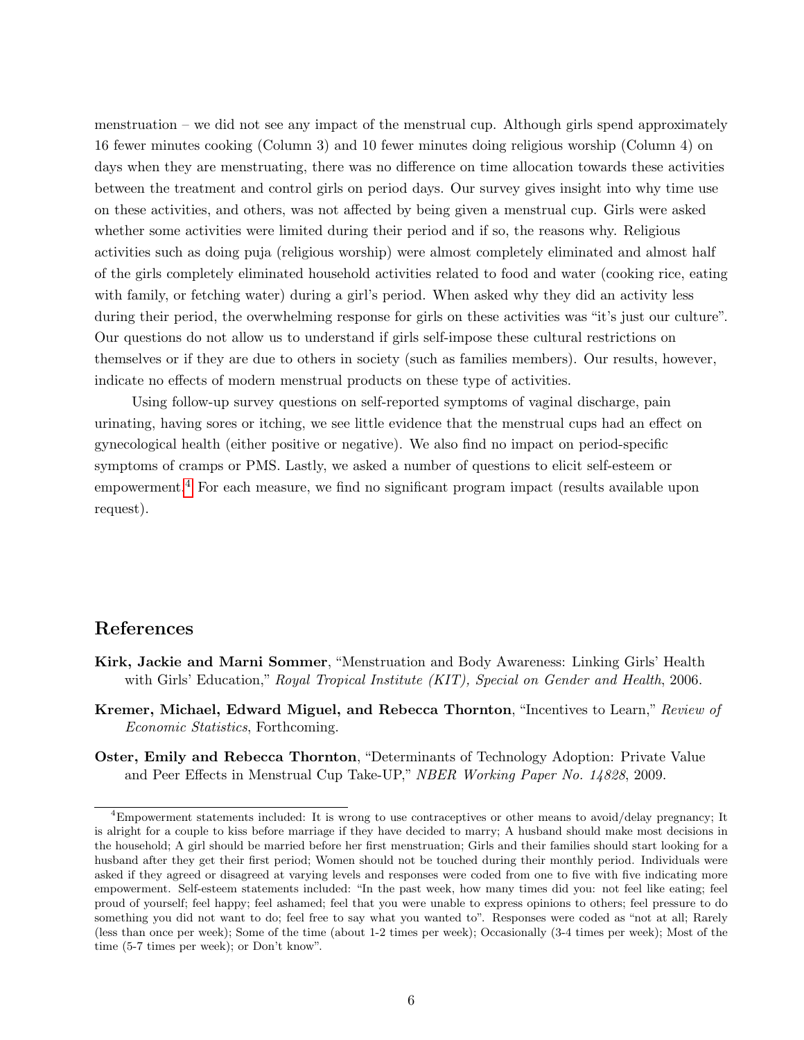menstruation – we did not see any impact of the menstrual cup. Although girls spend approximately 16 fewer minutes cooking (Column 3) and 10 fewer minutes doing religious worship (Column 4) on days when they are menstruating, there was no difference on time allocation towards these activities between the treatment and control girls on period days. Our survey gives insight into why time use on these activities, and others, was not affected by being given a menstrual cup. Girls were asked whether some activities were limited during their period and if so, the reasons why. Religious activities such as doing puja (religious worship) were almost completely eliminated and almost half of the girls completely eliminated household activities related to food and water (cooking rice, eating with family, or fetching water) during a girl's period. When asked why they did an activity less during their period, the overwhelming response for girls on these activities was "it's just our culture". Our questions do not allow us to understand if girls self-impose these cultural restrictions on themselves or if they are due to others in society (such as families members). Our results, however, indicate no effects of modern menstrual products on these type of activities.

Using follow-up survey questions on self-reported symptoms of vaginal discharge, pain urinating, having sores or itching, we see little evidence that the menstrual cups had an effect on gynecological health (either positive or negative). We also find no impact on period-specific symptoms of cramps or PMS. Lastly, we asked a number of questions to elicit self-esteem or empowerment.[4] For each measure, we find no significant program impact (results available upon request).

## References

**Kirk, Jackie and Marni Sommer**, "Menstruation and Body Awareness: Linking Girls' Health with Girls' Education," *Royal Tropical Institute (KIT), Special on Gender and Health*, 2006.

**Kremer, Michael, Edward Miguel, and Rebecca Thornton**, "Incentives to Learn," *Review of Economic Statistics*, Forthcoming.

**Oster, Emily and Rebecca Thornton**, "Determinants of Technology Adoption: Private Value and Peer Effects in Menstrual Cup Take-UP," *NBER Working Paper No. 14828*, 2009.

[4] Empowerment statements included: It is wrong to use contraceptives or other means to avoid/delay pregnancy; It is alright for a couple to kiss before marriage if they have decided to marry; A husband should make most decisions in the household; A girl should be married before her first menstruation; Girls and their families should start looking for a husband after they get their first period; Women should not be touched during their monthly period. Individuals were asked if they agreed or disagreed at varying levels and responses were coded from one to five with five indicating more empowerment. Self-esteem statements included: "In the past week, how many times did you: not feel like eating; feel proud of yourself; feel happy; feel ashamed; feel that you were unable to express opinions to others; feel pressure to do something you did not want to do; feel free to say what you wanted to". Responses were coded as "not at all; Rarely (less than once per week); Some of the time (about 1-2 times per week); Occasionally (3-4 times per week); Most of the time (5-7 times per week); or Don't know".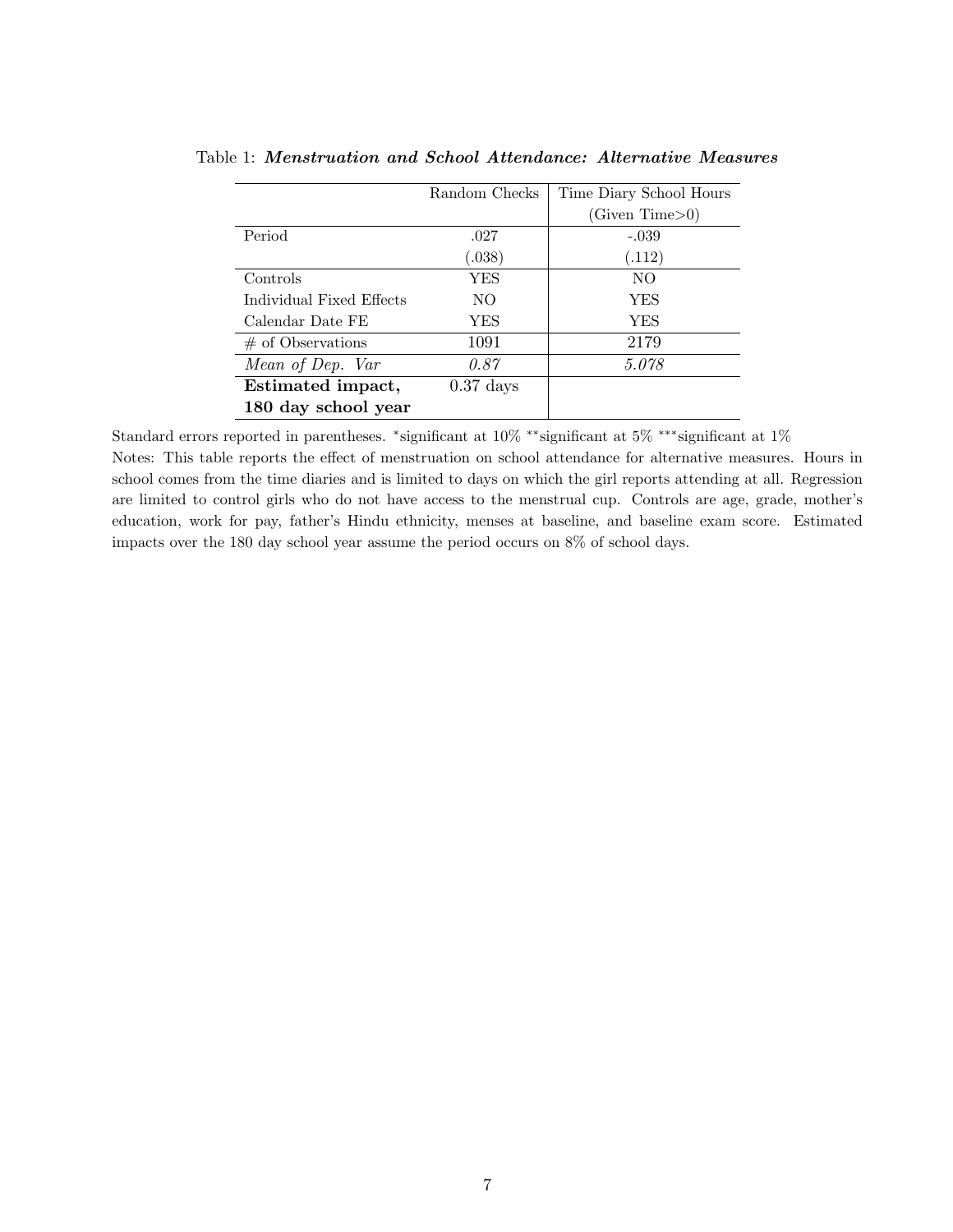Table 1: ***Menstruation and School Attendance: Alternative Measures***

| | Random Checks | Time Diary School Hours (Given Time>0) |
|---|---|---|
| Period | .027 | -.039 |
| | (.038) | (.112) |
| Controls | YES | NO |
| Individual Fixed Effects | NO | YES |
| Calendar Date FE | YES | YES |
| # of Observations | 1091 | 2179 |
| *Mean of Dep. Var* | *0.87* | *5.078* |
| **Estimated impact, 180 day school year** | 0.37 days | |

Standard errors reported in parentheses. *significant at 10% **significant at 5% ***significant at 1%

Notes: This table reports the effect of menstruation on school attendance for alternative measures. Hours in school comes from the time diaries and is limited to days on which the girl reports attending at all. Regression are limited to control girls who do not have access to the menstrual cup. Controls are age, grade, mother's education, work for pay, father's Hindu ethnicity, menses at baseline, and baseline exam score. Estimated impacts over the 180 day school year assume the period occurs on 8% of school days.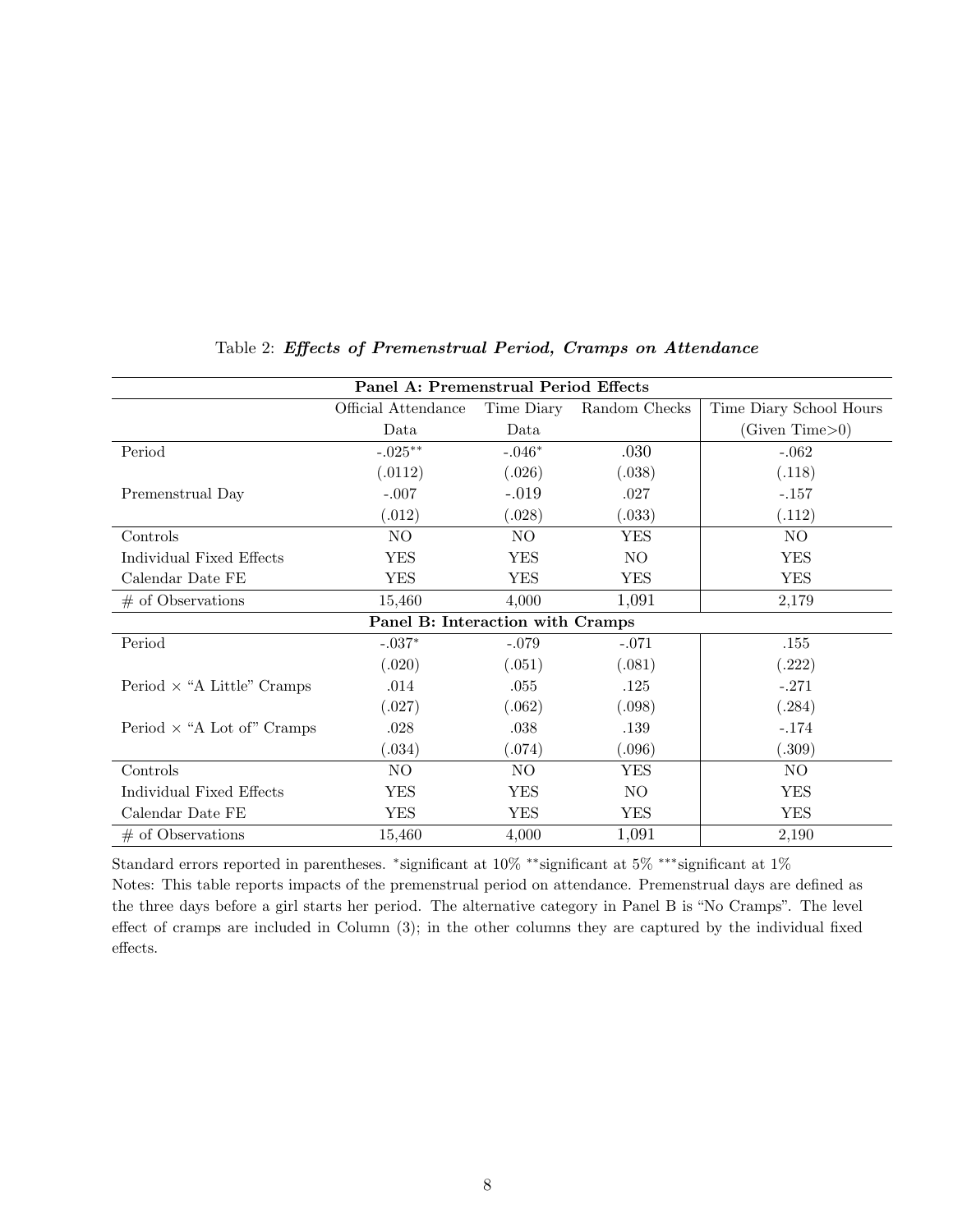Table 2: ***Effects of Premenstrual Period, Cramps on Attendance***

| | Official Attendance Data | Time Diary Data | Random Checks | Time Diary School Hours (Given Time>0) |
|---|---|---|---|---|
| **Panel A: Premenstrual Period Effects** | | | | |
| Period | -.025** | -.046* | .030 | -.062 |
| | (.0112) | (.026) | (.038) | (.118) |
| Premenstrual Day | -.007 | -.019 | .027 | -.157 |
| | (.012) | (.028) | (.033) | (.112) |
| Controls | NO | NO | YES | NO |
| Individual Fixed Effects | YES | YES | NO | YES |
| Calendar Date FE | YES | YES | YES | YES |
| # of Observations | 15,460 | 4,000 | 1,091 | 2,179 |
| **Panel B: Interaction with Cramps** | | | | |
| Period | -.037* | -.079 | -.071 | .155 |
| | (.020) | (.051) | (.081) | (.222) |
| Period × "A Little" Cramps | .014 | .055 | .125 | -.271 |
| | (.027) | (.062) | (.098) | (.284) |
| Period × "A Lot of" Cramps | .028 | .038 | .139 | -.174 |
| | (.034) | (.074) | (.096) | (.309) |
| Controls | NO | NO | YES | NO |
| Individual Fixed Effects | YES | YES | NO | YES |
| Calendar Date FE | YES | YES | YES | YES |
| # of Observations | 15,460 | 4,000 | 1,091 | 2,190 |

Standard errors reported in parentheses. *significant at 10% **significant at 5% ***significant at 1%

Notes: This table reports impacts of the premenstrual period on attendance. Premenstrual days are defined as the three days before a girl starts her period. The alternative category in Panel B is "No Cramps". The level effect of cramps are included in Column (3); in the other columns they are captured by the individual fixed effects.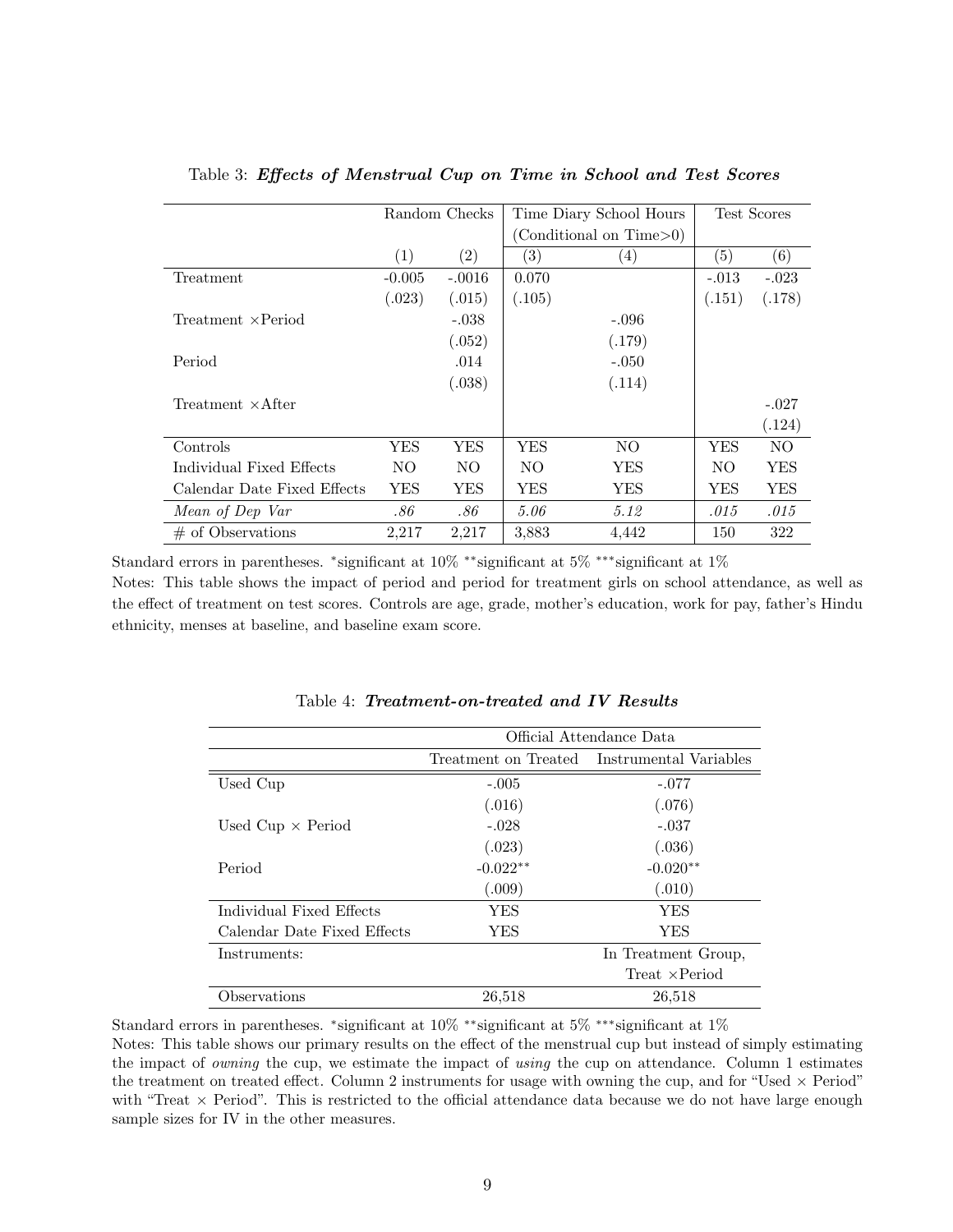Table 3: ***Effects of Menstrual Cup on Time in School and Test Scores***

| | Random Checks | | Time Diary School Hours (Conditional on Time>0) | | Test Scores | |
|---|---|---|---|---|---|---|
| | (1) | (2) | (3) | (4) | (5) | (6) |
| Treatment | -0.005 | -.0016 | 0.070 | | -.013 | -.023 |
| | (.023) | (.015) | (.105) | | (.151) | (.178) |
| Treatment ×Period | | -.038 | | -.096 | | |
| | | (.052) | | (.179) | | |
| Period | | .014 | | -.050 | | |
| | | (.038) | | (.114) | | |
| Treatment ×After | | | | | | -.027 |
| | | | | | | (.124) |
| Controls | YES | YES | YES | NO | YES | NO |
| Individual Fixed Effects | NO | NO | NO | YES | NO | YES |
| Calendar Date Fixed Effects | YES | YES | YES | YES | YES | YES |
| *Mean of Dep Var* | *.86* | *.86* | *5.06* | *5.12* | *.015* | *.015* |
| # of Observations | 2,217 | 2,217 | 3,883 | 4,442 | 150 | 322 |

Standard errors in parentheses. *significant at 10% **significant at 5% ***significant at 1%
Notes: This table shows the impact of period and period for treatment girls on school attendance, as well as the effect of treatment on test scores. Controls are age, grade, mother's education, work for pay, father's Hindu ethnicity, menses at baseline, and baseline exam score.

Table 4: ***Treatment-on-treated and IV Results***

| | Official Attendance Data | |
|---|---|---|
| | Treatment on Treated | Instrumental Variables |
| Used Cup | -.005 | -.077 |
| | (.016) | (.076) |
| Used Cup × Period | -.028 | -.037 |
| | (.023) | (.036) |
| Period | $-0.022^{**}$ | $-0.020^{**}$ |
| | (.009) | (.010) |
| Individual Fixed Effects | YES | YES |
| Calendar Date Fixed Effects | YES | YES |
| Instruments: | | In Treatment Group, Treat ×Period |
| Observations | 26,518 | 26,518 |

Standard errors in parentheses. *significant at 10% **significant at 5% ***significant at 1%
Notes: This table shows our primary results on the effect of the menstrual cup but instead of simply estimating the impact of *owning* the cup, we estimate the impact of *using* the cup on attendance. Column 1 estimates the treatment on treated effect. Column 2 instruments for usage with owning the cup, and for "Used × Period" with "Treat × Period". This is restricted to the official attendance data because we do not have large enough sample sizes for IV in the other measures.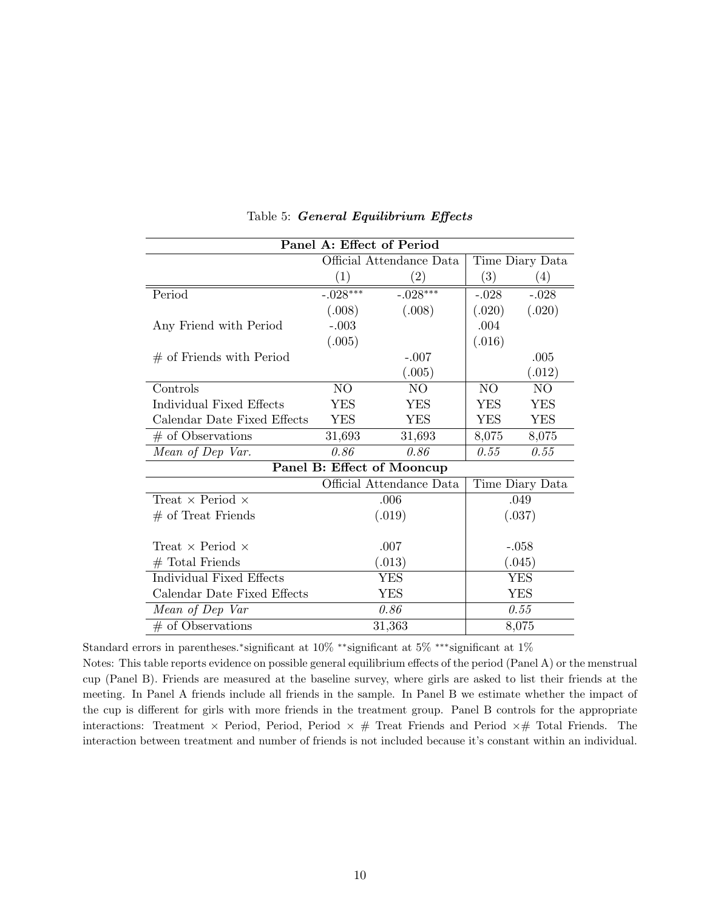Table 5: ***General Equilibrium Effects***

| **Panel A: Effect of Period** | | | | |
|---|---|---|---|---|
| | Official Attendance Data | | Time Diary Data | |
| | (1) | (2) | (3) | (4) |
| Period | -.028*** | -.028*** | -.028 | -.028 |
| | (.008) | (.008) | (.020) | (.020) |
| Any Friend with Period | -.003 | | .004 | |
| | (.005) | | (.016) | |
| # of Friends with Period | | -.007 | | .005 |
| | | (.005) | | (.012) |
| Controls | NO | NO | NO | NO |
| Individual Fixed Effects | YES | YES | YES | YES |
| Calendar Date Fixed Effects | YES | YES | YES | YES |
| # of Observations | 31,693 | 31,693 | 8,075 | 8,075 |
| *Mean of Dep Var.* | *0.86* | *0.86* | *0.55* | *0.55* |

| **Panel B: Effect of Mooncup** | | |
|---|---|---|
| | Official Attendance Data | Time Diary Data |
| Treat × Period × | .006 | .049 |
| # of Treat Friends | (.019) | (.037) |
| Treat × Period × | .007 | -.058 |
| # Total Friends | (.013) | (.045) |
| Individual Fixed Effects | YES | YES |
| Calendar Date Fixed Effects | YES | YES |
| *Mean of Dep Var* | *0.86* | *0.55* |
| # of Observations | 31,363 | 8,075 |

Standard errors in parentheses.*significant at 10% **significant at 5% ***significant at 1%

Notes: This table reports evidence on possible general equilibrium effects of the period (Panel A) or the menstrual cup (Panel B). Friends are measured at the baseline survey, where girls are asked to list their friends at the meeting. In Panel A friends include all friends in the sample. In Panel B we estimate whether the impact of the cup is different for girls with more friends in the treatment group. Panel B controls for the appropriate interactions: Treatment × Period, Period, Period × # Treat Friends and Period ×# Total Friends. The interaction between treatment and number of friends is not included because it's constant within an individual.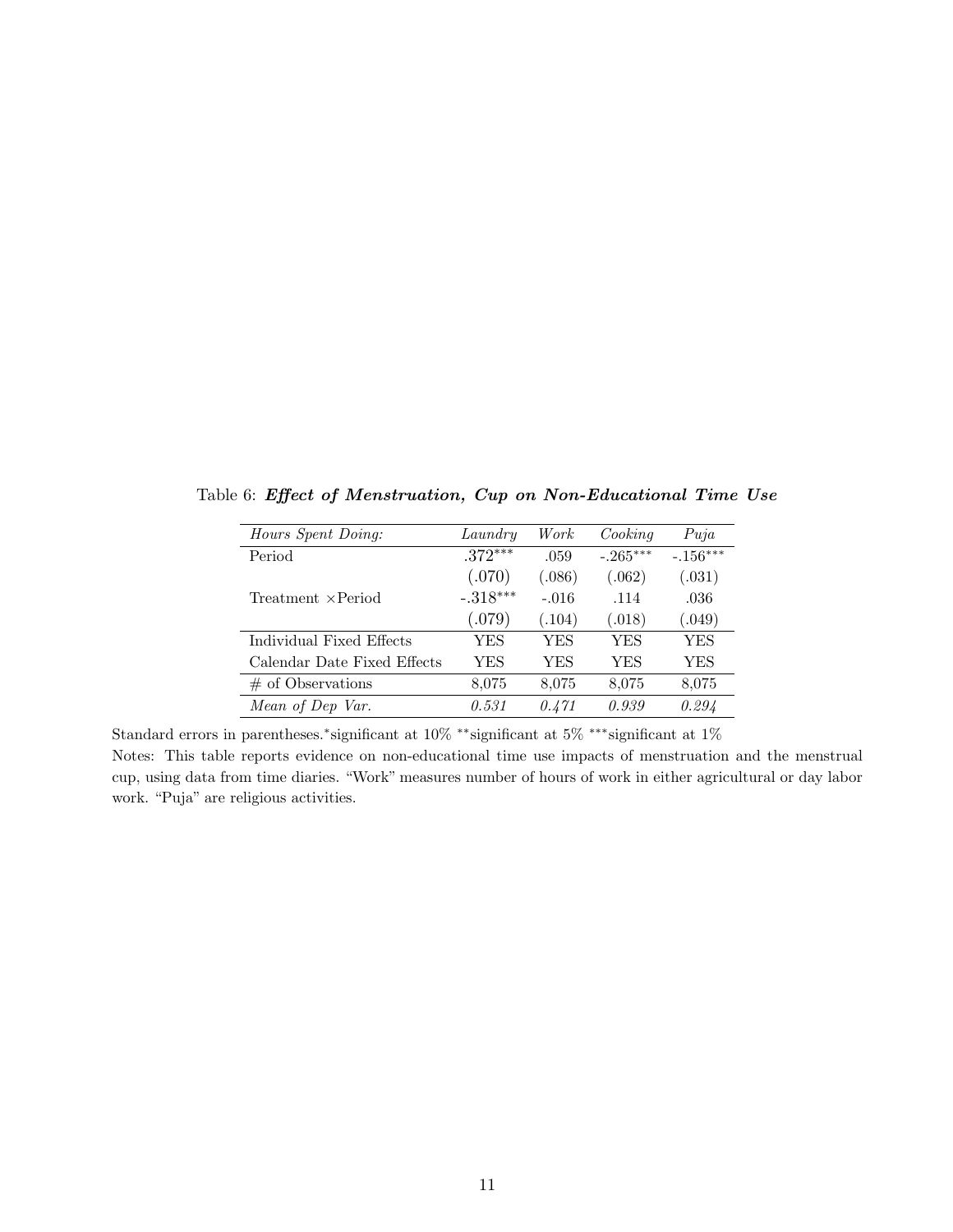Table 6: ***Effect of Menstruation, Cup on Non-Educational Time Use***

| *Hours Spent Doing:* | *Laundry* | *Work* | *Cooking* | *Puja* |
|---|---|---|---|---|
| Period | .372*** | .059 | -.265*** | -.156*** |
| | (.070) | (.086) | (.062) | (.031) |
| Treatment ×Period | -.318*** | -.016 | .114 | .036 |
| | (.079) | (.104) | (.018) | (.049) |
| Individual Fixed Effects | YES | YES | YES | YES |
| Calendar Date Fixed Effects | YES | YES | YES | YES |
| # of Observations | 8,075 | 8,075 | 8,075 | 8,075 |
| *Mean of Dep Var.* | *0.531* | *0.471* | *0.939* | *0.294* |

Standard errors in parentheses.*significant at 10% **significant at 5% ***significant at 1%

Notes: This table reports evidence on non-educational time use impacts of menstruation and the menstrual cup, using data from time diaries. "Work" measures number of hours of work in either agricultural or day labor work. "Puja" are religious activities.